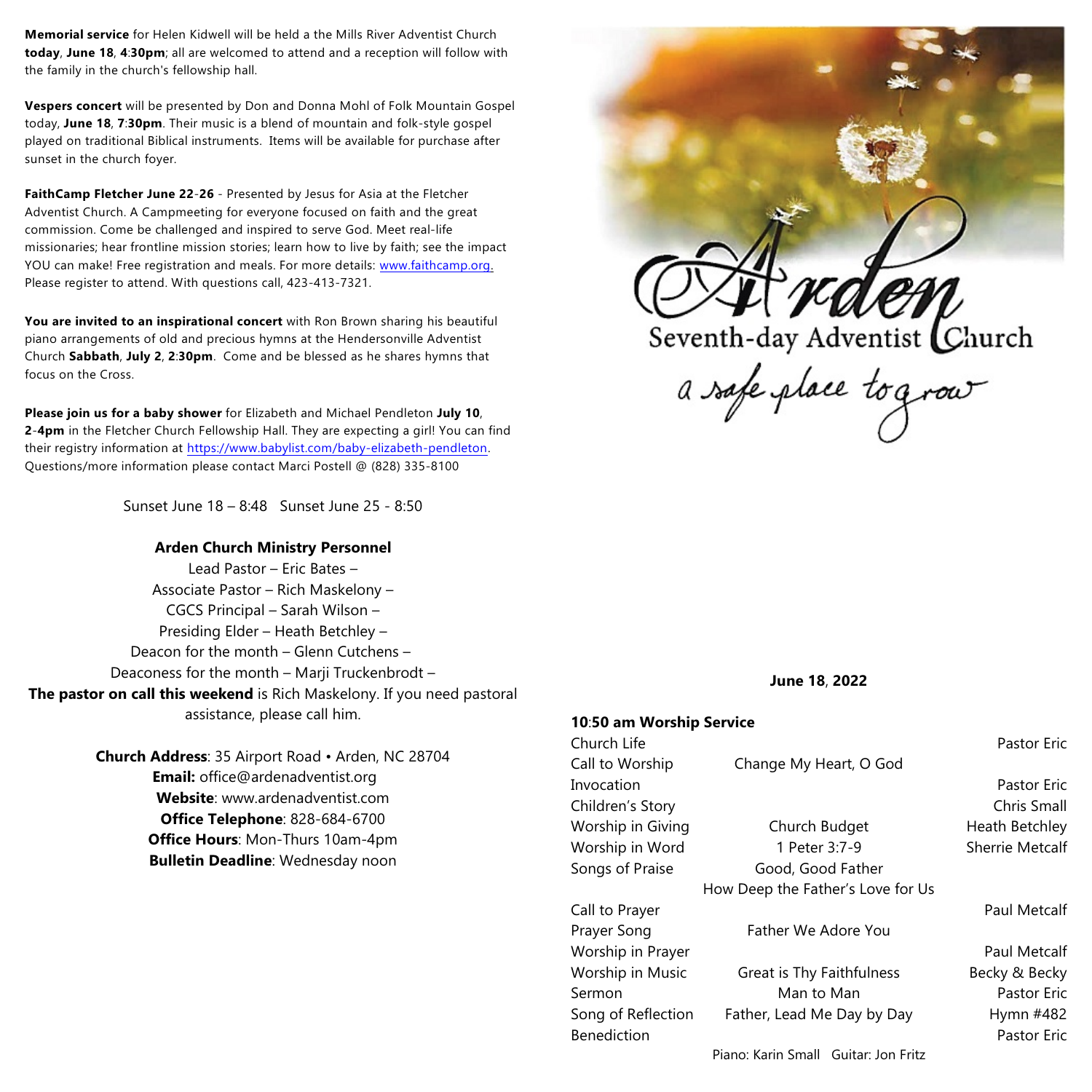**Memorial service** for Helen Kidwell will be held a the Mills River Adventist Church **today**, **June 18**, **4**:**30pm**; all are welcomed to attend and a reception will follow with the family in the church's fellowship hall.

**Vespers concert** will be presented by Don and Donna Mohl of Folk Mountain Gospel today, **June 18**, **7**:**30pm**. Their music is a blend of mountain and folk-style gospel played on traditional Biblical instruments. Items will be available for purchase after sunset in the church foyer.

**FaithCamp Fletcher June 22**-**26** - Presented by Jesus for Asia at the Fletcher Adventist Church. A Campmeeting for everyone focused on faith and the great commission. Come be challenged and inspired to serve God. Meet real-life missionaries; hear frontline mission stories; learn how to live by faith; see the impact YOU can make! Free registration and meals. For more details: www.faithcamp.org. Please register to attend. With questions call, 423-413-7321.

**You are invited to an inspirational concert** with Ron Brown sharing his beautiful piano arrangements of old and precious hymns at the Hendersonville Adventist Church **Sabbath**, **July 2**, **2**:**30pm**. Come and be blessed as he shares hymns that focus on the Cross.

**Please join us for a baby shower** for Elizabeth and Michael Pendleton **July 10**, **2**-**4pm** in the Fletcher Church Fellowship Hall. They are expecting a girl! You can find their registry information at https://www.babylist.com/baby-elizabeth-pendleton. Questions/more information please contact Marci Postell @ (828) 335-8100

Sunset June 18 – 8:48 Sunset June 25 - 8:50

## Arden Church Ministry Personnel

Lead Pastor – Eric Bates –
Associate Pastor – Rich Maskelony –
CGCS Principal – Sarah Wilson –
Presiding Elder – Heath Betchley –
Deacon for the month – Glenn Cutchens –
Deaconess for the month – Marji Truckenbrodt –
**The pastor on call this weekend** is Rich Maskelony. If you need pastoral assistance, please call him.

**Church Address**: 35 Airport Road • Arden, NC 28704
**Email:** office@ardenadventist.org
**Website**: www.ardenadventist.com
**Office Telephone**: 828-684-6700
**Office Hours**: Mon-Thurs 10am-4pm
**Bulletin Deadline**: Wednesday noon

# Arden
## Seventh-day Adventist Church
*a safe place to grow*

**June 18**, **2022**

**10**:**50 am Worship Service**

| | | |
|---|---|---|
| Church Life | | Pastor Eric |
| Call to Worship | Change My Heart, O God | |
| Invocation | | Pastor Eric |
| Children's Story | | Chris Small |
| Worship in Giving | Church Budget | Heath Betchley |
| Worship in Word | 1 Peter 3:7-9 | Sherrie Metcalf |
| Songs of Praise | Good, Good Father | |
| | How Deep the Father's Love for Us | |
| Call to Prayer | | Paul Metcalf |
| Prayer Song | Father We Adore You | |
| Worship in Prayer | | Paul Metcalf |
| Worship in Music | Great is Thy Faithfulness | Becky & Becky |
| Sermon | Man to Man | Pastor Eric |
| Song of Reflection | Father, Lead Me Day by Day | Hymn #482 |
| Benediction | | Pastor Eric |

Piano: Karin Small Guitar: Jon Fritz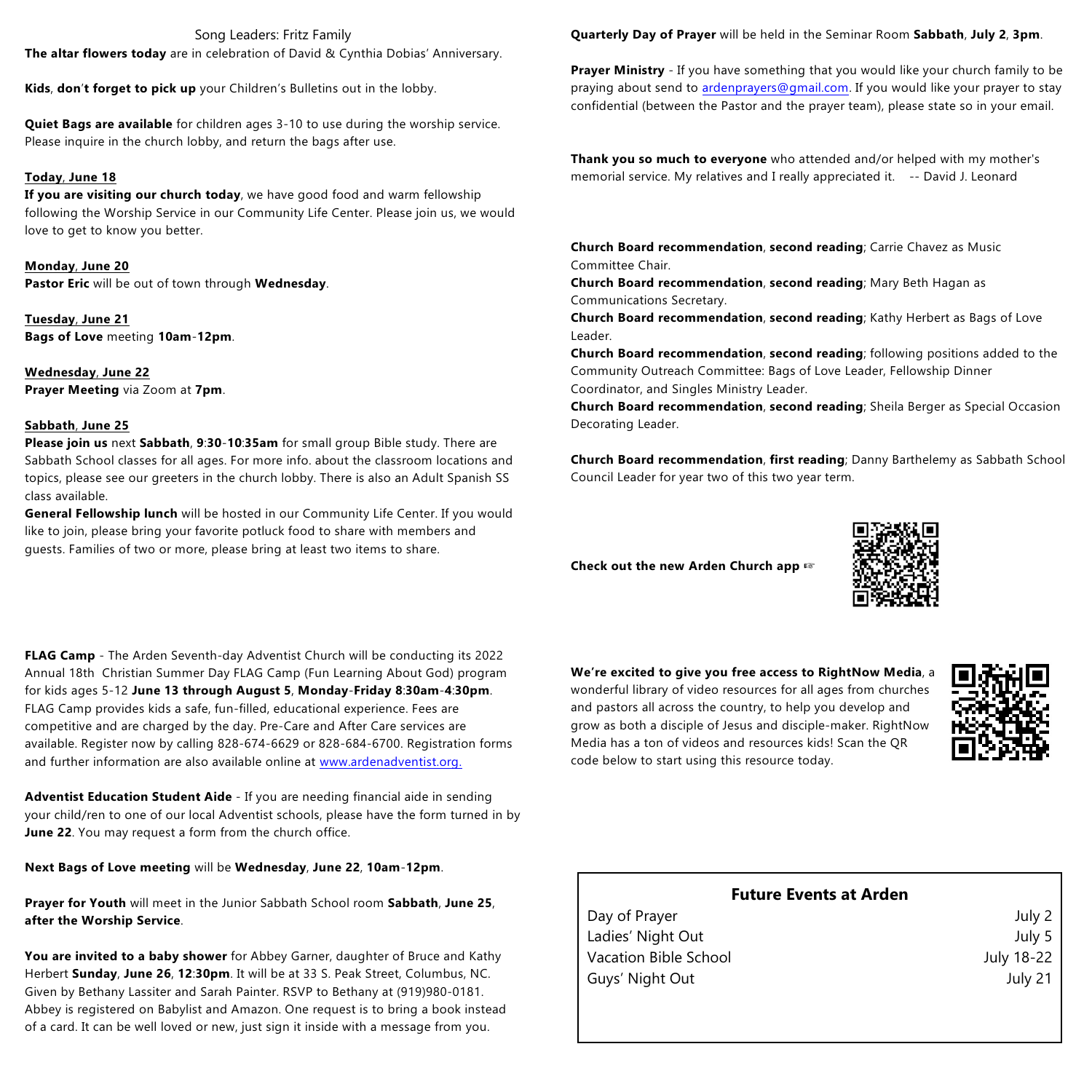Song Leaders: Fritz Family

**The altar flowers today** are in celebration of David & Cynthia Dobias' Anniversary.

**Kids**, **don't forget to pick up** your Children's Bulletins out in the lobby.

**Quiet Bags are available** for children ages 3-10 to use during the worship service. Please inquire in the church lobby, and return the bags after use.

**Today**, **June 18**

**If you are visiting our church today**, we have good food and warm fellowship following the Worship Service in our Community Life Center. Please join us, we would love to get to know you better.

**Monday**, **June 20**

**Pastor Eric** will be out of town through **Wednesday**.

**Tuesday**, **June 21**

**Bags of Love** meeting **10am**-**12pm**.

**Wednesday**, **June 22**

**Prayer Meeting** via Zoom at **7pm**.

**Sabbath**, **June 25**

**Please join us** next **Sabbath**, **9**:**30**-**10**:**35am** for small group Bible study. There are Sabbath School classes for all ages. For more info. about the classroom locations and topics, please see our greeters in the church lobby. There is also an Adult Spanish SS class available.

**General Fellowship lunch** will be hosted in our Community Life Center. If you would like to join, please bring your favorite potluck food to share with members and guests. Families of two or more, please bring at least two items to share.

**FLAG Camp** - The Arden Seventh-day Adventist Church will be conducting its 2022 Annual 18th Christian Summer Day FLAG Camp (Fun Learning About God) program for kids ages 5-12 **June 13 through August 5**, **Monday**-**Friday 8**:**30am**-**4**:**30pm**. FLAG Camp provides kids a safe, fun-filled, educational experience. Fees are competitive and are charged by the day. Pre-Care and After Care services are available. Register now by calling 828-674-6629 or 828-684-6700. Registration forms and further information are also available online at www.ardenadventist.org.

**Adventist Education Student Aide** - If you are needing financial aide in sending your child/ren to one of our local Adventist schools, please have the form turned in by **June 22**. You may request a form from the church office.

**Next Bags of Love meeting** will be **Wednesday**, **June 22**, **10am**-**12pm**.

**Prayer for Youth** will meet in the Junior Sabbath School room **Sabbath**, **June 25**, **after the Worship Service**.

**You are invited to a baby shower** for Abbey Garner, daughter of Bruce and Kathy Herbert **Sunday**, **June 26**, **12**:**30pm**. It will be at 33 S. Peak Street, Columbus, NC. Given by Bethany Lassiter and Sarah Painter. RSVP to Bethany at (919)980-0181. Abbey is registered on Babylist and Amazon. One request is to bring a book instead of a card. It can be well loved or new, just sign it inside with a message from you.

**Quarterly Day of Prayer** will be held in the Seminar Room **Sabbath**, **July 2**, **3pm**.

**Prayer Ministry** - If you have something that you would like your church family to be praying about send to ardenprayers@gmail.com. If you would like your prayer to stay confidential (between the Pastor and the prayer team), please state so in your email.

**Thank you so much to everyone** who attended and/or helped with my mother's memorial service. My relatives and I really appreciated it. -- David J. Leonard

**Church Board recommendation**, **second reading**; Carrie Chavez as Music Committee Chair.

**Church Board recommendation**, **second reading**; Mary Beth Hagan as Communications Secretary.

**Church Board recommendation**, **second reading**; Kathy Herbert as Bags of Love Leader.

**Church Board recommendation**, **second reading**; following positions added to the Community Outreach Committee: Bags of Love Leader, Fellowship Dinner Coordinator, and Singles Ministry Leader.

**Church Board recommendation**, **second reading**; Sheila Berger as Special Occasion Decorating Leader.

**Church Board recommendation**, **first reading**; Danny Barthelemy as Sabbath School Council Leader for year two of this two year term.

**Check out the new Arden Church app** ☞

**We're excited to give you free access to RightNow Media**, a wonderful library of video resources for all ages from churches and pastors all across the country, to help you develop and grow as both a disciple of Jesus and disciple-maker. RightNow Media has a ton of videos and resources kids! Scan the QR code below to start using this resource today.

## Future Events at Arden

| | |
|---|---|
| Day of Prayer | July 2 |
| Ladies' Night Out | July 5 |
| Vacation Bible School | July 18-22 |
| Guys' Night Out | July 21 |